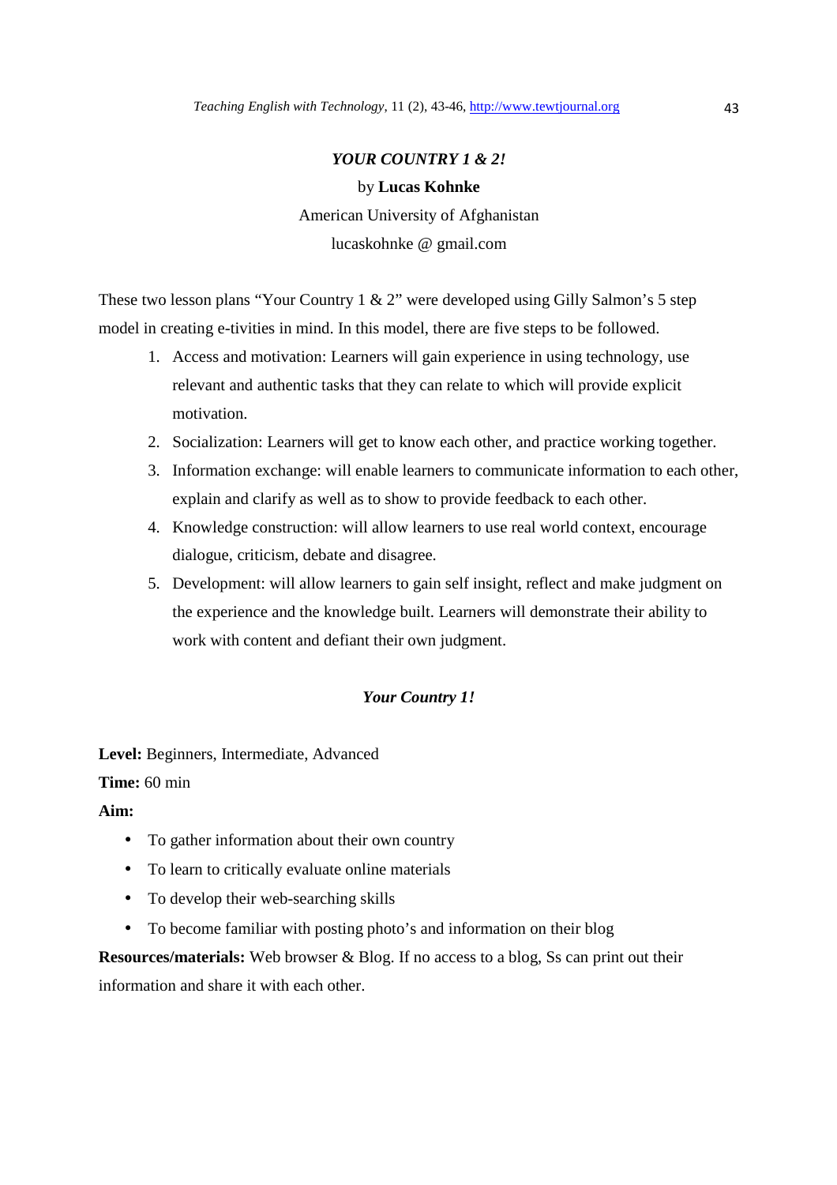# *YOUR COUNTRY 1 & 2!*

by **Lucas Kohnke**

American University of Afghanistan

lucaskohnke @ gmail.com

These two lesson plans "Your Country 1 & 2" were developed using Gilly Salmon's 5 step model in creating e-tivities in mind. In this model, there are five steps to be followed.

1. Access and motivation: Learners will gain experience in using technology, use relevant and authentic tasks that they can relate to which will provide explicit motivation.
2. Socialization: Learners will get to know each other, and practice working together.
3. Information exchange: will enable learners to communicate information to each other, explain and clarify as well as to show to provide feedback to each other.
4. Knowledge construction: will allow learners to use real world context, encourage dialogue, criticism, debate and disagree.
5. Development: will allow learners to gain self insight, reflect and make judgment on the experience and the knowledge built. Learners will demonstrate their ability to work with content and defiant their own judgment.

## *Your Country 1!*

**Level:** Beginners, Intermediate, Advanced

**Time:** 60 min

**Aim:**

- To gather information about their own country
- To learn to critically evaluate online materials
- To develop their web-searching skills
- To become familiar with posting photo's and information on their blog

**Resources/materials:** Web browser & Blog. If no access to a blog, Ss can print out their information and share it with each other.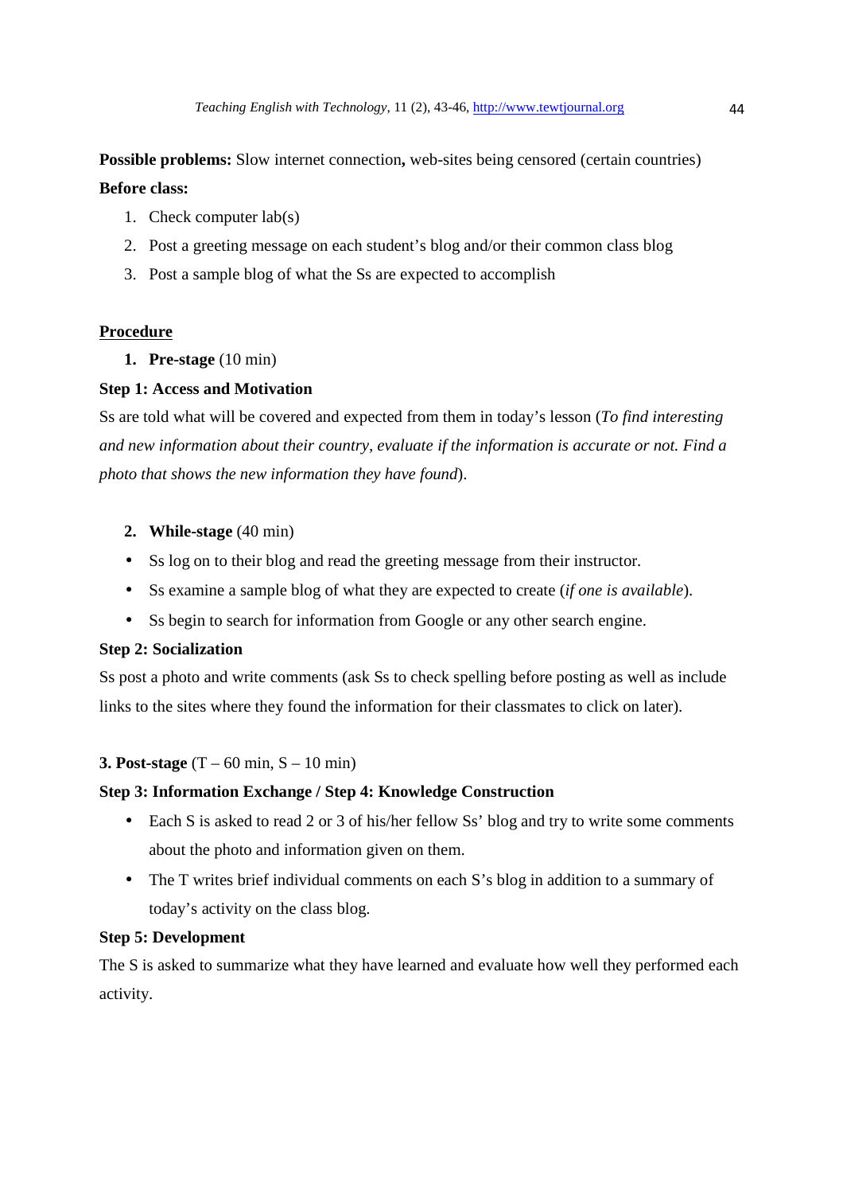**Possible problems:** Slow internet connection**,** web-sites being censored (certain countries)

**Before class:**

1. Check computer lab(s)
2. Post a greeting message on each student's blog and/or their common class blog
3. Post a sample blog of what the Ss are expected to accomplish

**<u>Procedure</u>**

1. **Pre-stage** (10 min)

**Step 1: Access and Motivation**

Ss are told what will be covered and expected from them in today's lesson (*To find interesting and new information about their country, evaluate if the information is accurate or not. Find a photo that shows the new information they have found*).

2. **While-stage** (40 min)

- Ss log on to their blog and read the greeting message from their instructor.
- Ss examine a sample blog of what they are expected to create (*if one is available*).
- Ss begin to search for information from Google or any other search engine.

**Step 2: Socialization**

Ss post a photo and write comments (ask Ss to check spelling before posting as well as include links to the sites where they found the information for their classmates to click on later).

**3. Post-stage** (T – 60 min, S – 10 min)

**Step 3: Information Exchange / Step 4: Knowledge Construction**

- Each S is asked to read 2 or 3 of his/her fellow Ss' blog and try to write some comments about the photo and information given on them.
- The T writes brief individual comments on each S's blog in addition to a summary of today's activity on the class blog.

**Step 5: Development**

The S is asked to summarize what they have learned and evaluate how well they performed each activity.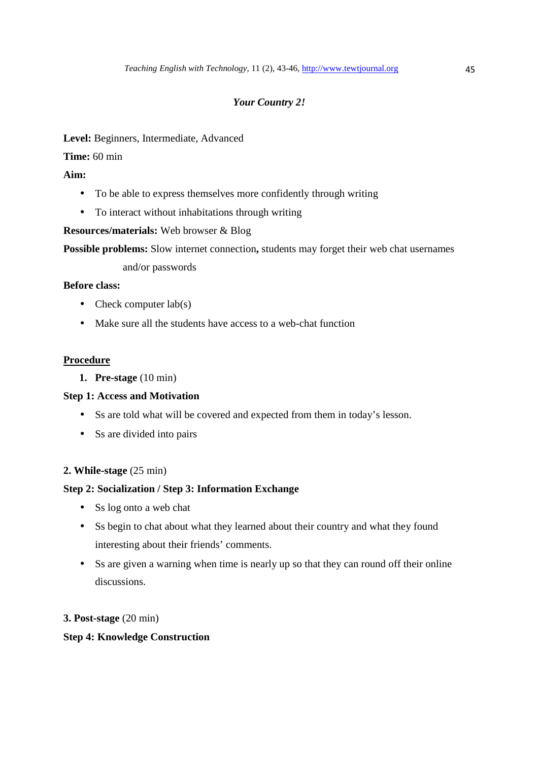## *Your Country 2!*

**Level:** Beginners, Intermediate, Advanced

**Time:** 60 min

**Aim:**

- To be able to express themselves more confidently through writing
- To interact without inhabitations through writing

**Resources/materials:** Web browser & Blog

**Possible problems:** Slow internet connection**,** students may forget their web chat usernames and/or passwords

**Before class:**

- Check computer lab(s)
- Make sure all the students have access to a web-chat function

### Procedure

1. **Pre-stage** (10 min)

**Step 1: Access and Motivation**

- Ss are told what will be covered and expected from them in today's lesson.
- Ss are divided into pairs

**2. While-stage** (25 min)

**Step 2: Socialization / Step 3: Information Exchange**

- Ss log onto a web chat
- Ss begin to chat about what they learned about their country and what they found interesting about their friends' comments.
- Ss are given a warning when time is nearly up so that they can round off their online discussions.

**3. Post-stage** (20 min)

**Step 4: Knowledge Construction**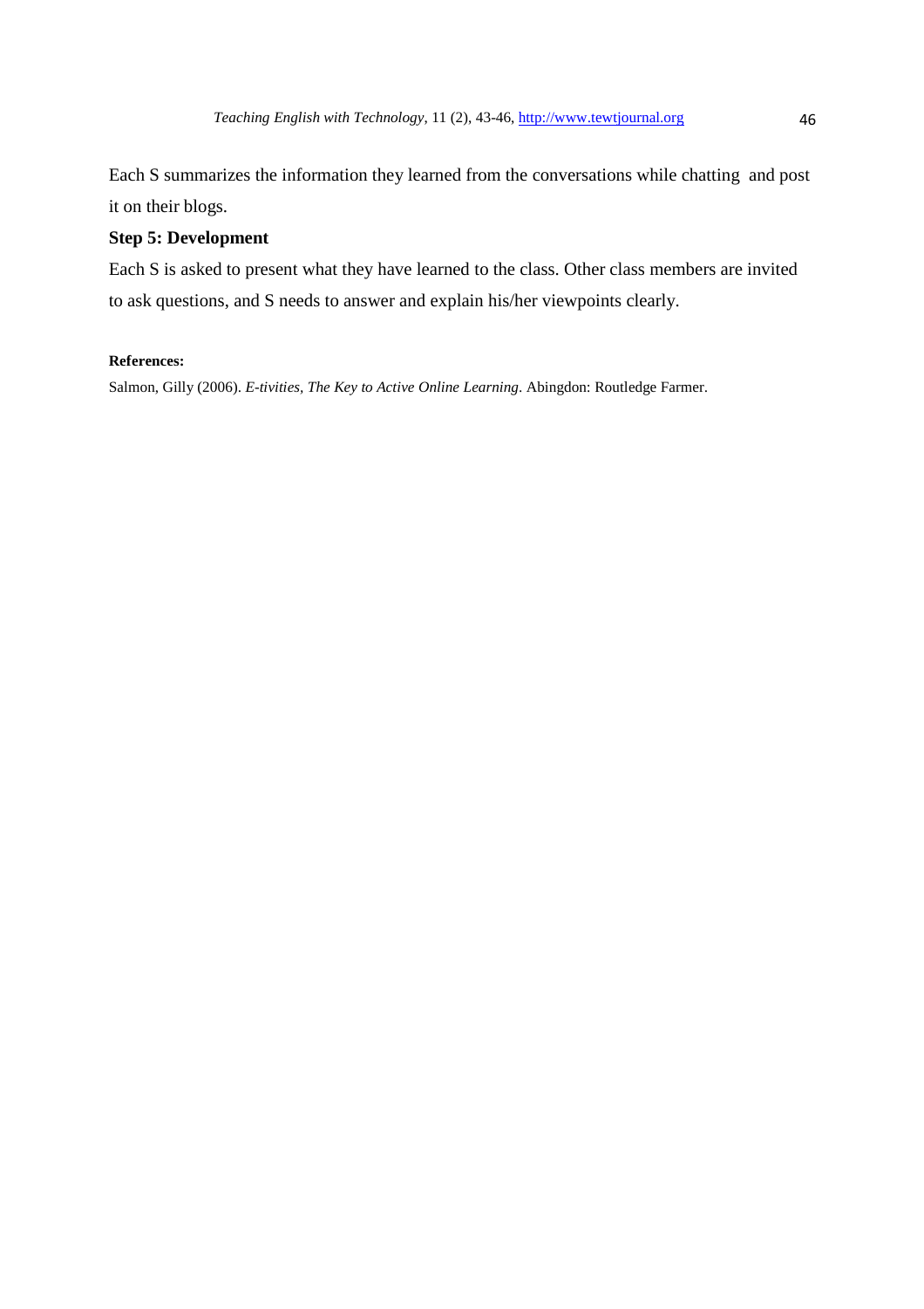Each S summarizes the information they learned from the conversations while chatting and post it on their blogs.

**Step 5: Development**

Each S is asked to present what they have learned to the class. Other class members are invited to ask questions, and S needs to answer and explain his/her viewpoints clearly.

**References:**

Salmon, Gilly (2006). *E-tivities, The Key to Active Online Learning*. Abingdon: Routledge Farmer.